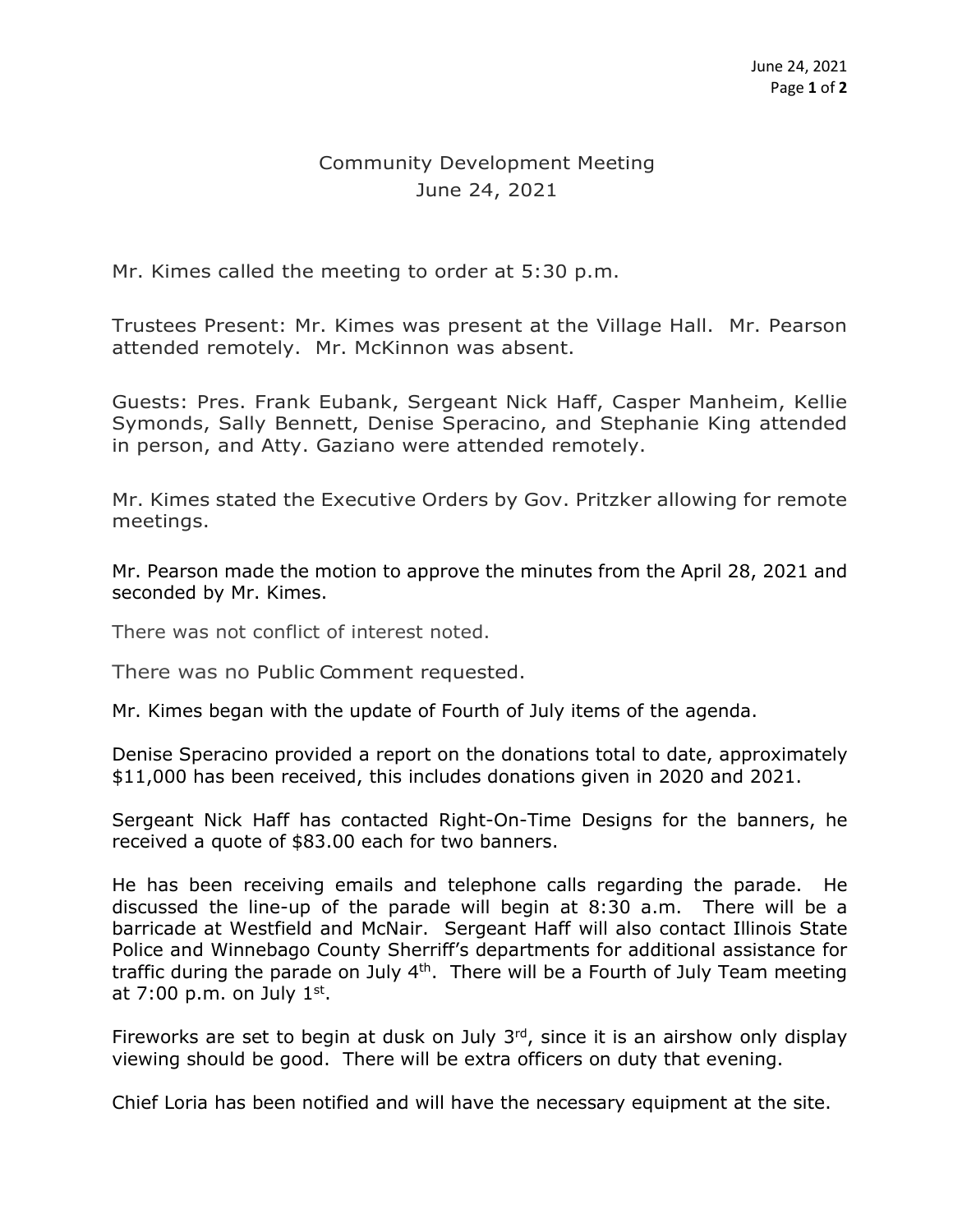# Community Development Meeting
June 24, 2021

Mr. Kimes called the meeting to order at 5:30 p.m.

Trustees Present: Mr. Kimes was present at the Village Hall. Mr. Pearson attended remotely. Mr. McKinnon was absent.

Guests: Pres. Frank Eubank, Sergeant Nick Haff, Casper Manheim, Kellie Symonds, Sally Bennett, Denise Speracino, and Stephanie King attended in person, and Atty. Gaziano were attended remotely.

Mr. Kimes stated the Executive Orders by Gov. Pritzker allowing for remote meetings.

Mr. Pearson made the motion to approve the minutes from the April 28, 2021 and seconded by Mr. Kimes.

There was not conflict of interest noted.

There was no Public Comment requested.

Mr. Kimes began with the update of Fourth of July items of the agenda.

Denise Speracino provided a report on the donations total to date, approximately $11,000 has been received, this includes donations given in 2020 and 2021.

Sergeant Nick Haff has contacted Right-On-Time Designs for the banners, he received a quote of $83.00 each for two banners.

He has been receiving emails and telephone calls regarding the parade. He discussed the line-up of the parade will begin at 8:30 a.m. There will be a barricade at Westfield and McNair. Sergeant Haff will also contact Illinois State Police and Winnebago County Sherriff's departments for additional assistance for traffic during the parade on July 4th. There will be a Fourth of July Team meeting at 7:00 p.m. on July 1st.

Fireworks are set to begin at dusk on July 3rd, since it is an airshow only display viewing should be good. There will be extra officers on duty that evening.

Chief Loria has been notified and will have the necessary equipment at the site.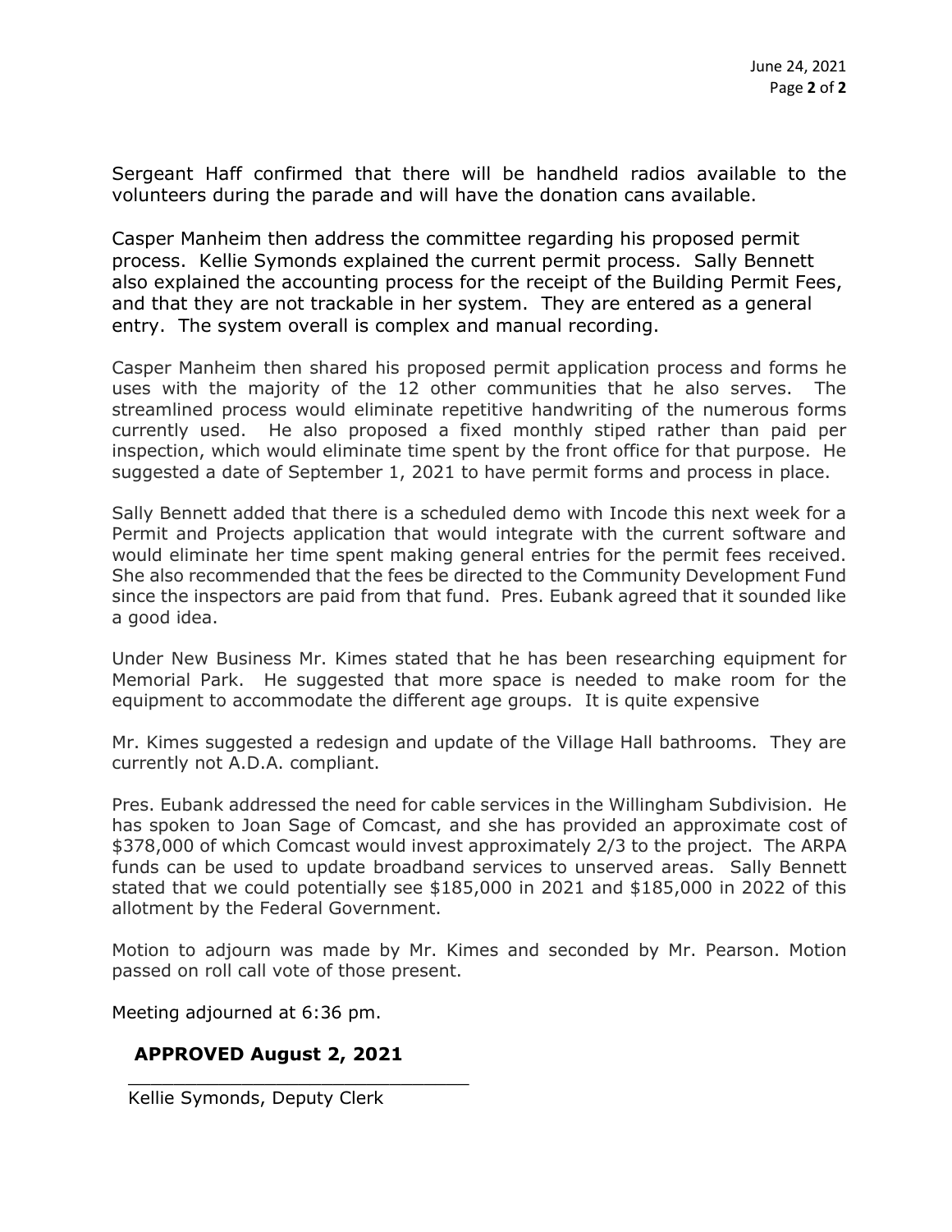Sergeant Haff confirmed that there will be handheld radios available to the volunteers during the parade and will have the donation cans available.

Casper Manheim then address the committee regarding his proposed permit process. Kellie Symonds explained the current permit process. Sally Bennett also explained the accounting process for the receipt of the Building Permit Fees, and that they are not trackable in her system. They are entered as a general entry. The system overall is complex and manual recording.

Casper Manheim then shared his proposed permit application process and forms he uses with the majority of the 12 other communities that he also serves. The streamlined process would eliminate repetitive handwriting of the numerous forms currently used. He also proposed a fixed monthly stiped rather than paid per inspection, which would eliminate time spent by the front office for that purpose. He suggested a date of September 1, 2021 to have permit forms and process in place.

Sally Bennett added that there is a scheduled demo with Incode this next week for a Permit and Projects application that would integrate with the current software and would eliminate her time spent making general entries for the permit fees received. She also recommended that the fees be directed to the Community Development Fund since the inspectors are paid from that fund. Pres. Eubank agreed that it sounded like a good idea.

Under New Business Mr. Kimes stated that he has been researching equipment for Memorial Park. He suggested that more space is needed to make room for the equipment to accommodate the different age groups. It is quite expensive

Mr. Kimes suggested a redesign and update of the Village Hall bathrooms. They are currently not A.D.A. compliant.

Pres. Eubank addressed the need for cable services in the Willingham Subdivision. He has spoken to Joan Sage of Comcast, and she has provided an approximate cost of $378,000 of which Comcast would invest approximately 2/3 to the project. The ARPA funds can be used to update broadband services to unserved areas. Sally Bennett stated that we could potentially see $185,000 in 2021 and $185,000 in 2022 of this allotment by the Federal Government.

Motion to adjourn was made by Mr. Kimes and seconded by Mr. Pearson. Motion passed on roll call vote of those present.

Meeting adjourned at 6:36 pm.

**APPROVED August 2, 2021**

\_\_\_\_\_\_\_\_\_\_\_\_\_\_\_\_\_\_\_\_\_\_\_\_\_\_\_\_\_\_

Kellie Symonds, Deputy Clerk